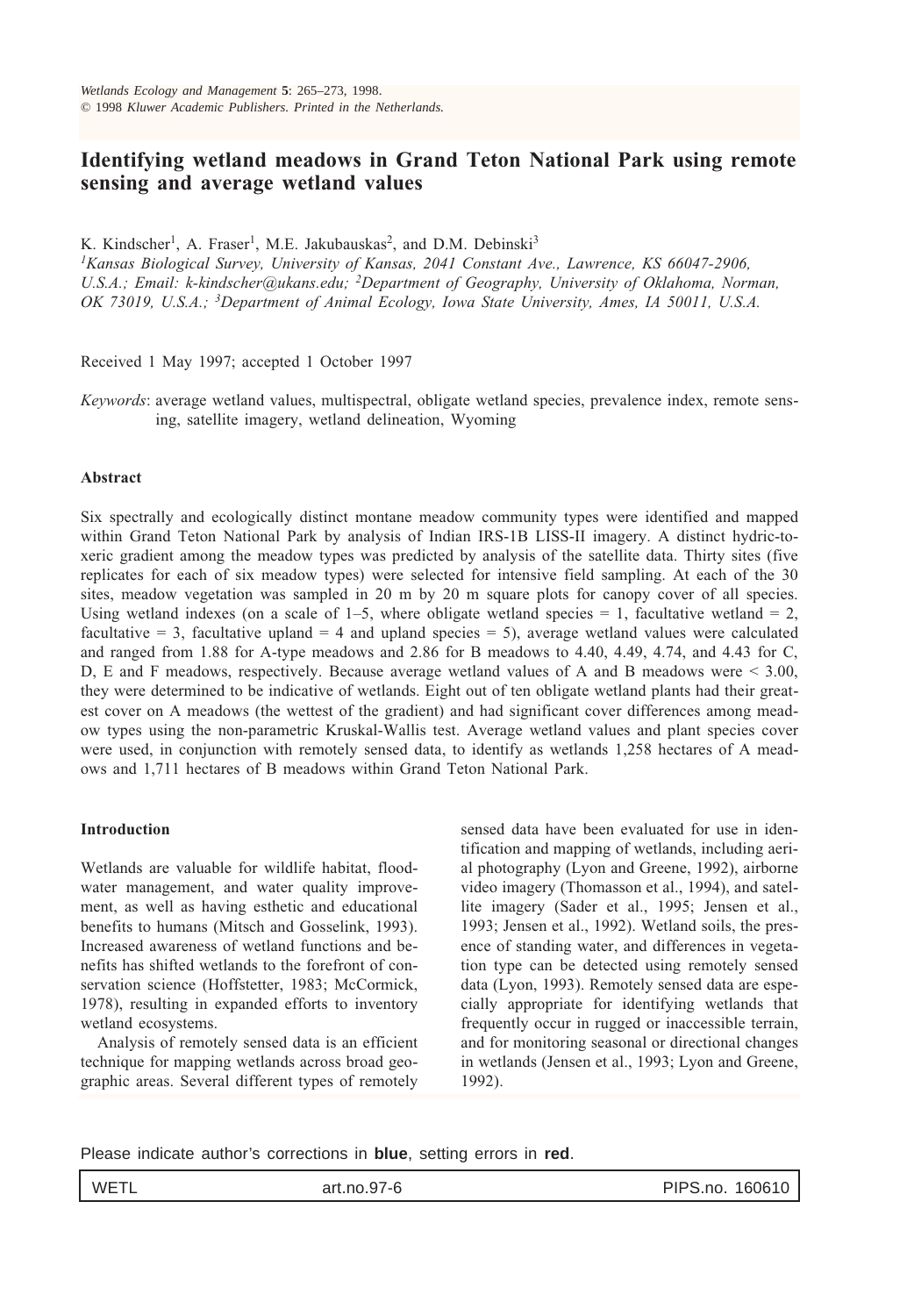# Identifying wetland meadows in Grand Teton National Park using remote sensing and average wetland values

K. Kindscher[1], A. Fraser[1], M.E. Jakubauskas[2], and D.M. Debinski[3]

[1]*Kansas Biological Survey, University of Kansas, 2041 Constant Ave., Lawrence, KS 66047-2906, U.S.A.; Email: k-kindscher@ukans.edu;* [2]*Department of Geography, University of Oklahoma, Norman, OK 73019, U.S.A.;* [3]*Department of Animal Ecology, Iowa State University, Ames, IA 50011, U.S.A.*

Received 1 May 1997; accepted 1 October 1997

*Keywords*: average wetland values, multispectral, obligate wetland species, prevalence index, remote sensing, satellite imagery, wetland delineation, Wyoming

### Abstract

Six spectrally and ecologically distinct montane meadow community types were identified and mapped within Grand Teton National Park by analysis of Indian IRS-1B LISS-II imagery. A distinct hydric-to-xeric gradient among the meadow types was predicted by analysis of the satellite data. Thirty sites (five replicates for each of six meadow types) were selected for intensive field sampling. At each of the 30 sites, meadow vegetation was sampled in 20 m by 20 m square plots for canopy cover of all species. Using wetland indexes (on a scale of 1–5, where obligate wetland species = 1, facultative wetland = 2, facultative = 3, facultative upland = 4 and upland species = 5), average wetland values were calculated and ranged from 1.88 for A-type meadows and 2.86 for B meadows to 4.40, 4.49, 4.74, and 4.43 for C, D, E and F meadows, respectively. Because average wetland values of A and B meadows were < 3.00, they were determined to be indicative of wetlands. Eight out of ten obligate wetland plants had their greatest cover on A meadows (the wettest of the gradient) and had significant cover differences among meadow types using the non-parametric Kruskal-Wallis test. Average wetland values and plant species cover were used, in conjunction with remotely sensed data, to identify as wetlands 1,258 hectares of A meadows and 1,711 hectares of B meadows within Grand Teton National Park.

### Introduction

Wetlands are valuable for wildlife habitat, floodwater management, and water quality improvement, as well as having esthetic and educational benefits to humans (Mitsch and Gosselink, 1993). Increased awareness of wetland functions and benefits has shifted wetlands to the forefront of conservation science (Hoffstetter, 1983; McCormick, 1978), resulting in expanded efforts to inventory wetland ecosystems.

Analysis of remotely sensed data is an efficient technique for mapping wetlands across broad geographic areas. Several different types of remotely sensed data have been evaluated for use in identification and mapping of wetlands, including aerial photography (Lyon and Greene, 1992), airborne video imagery (Thomasson et al., 1994), and satellite imagery (Sader et al., 1995; Jensen et al., 1993; Jensen et al., 1992). Wetland soils, the presence of standing water, and differences in vegetation type can be detected using remotely sensed data (Lyon, 1993). Remotely sensed data are especially appropriate for identifying wetlands that frequently occur in rugged or inaccessible terrain, and for monitoring seasonal or directional changes in wetlands (Jensen et al., 1993; Lyon and Greene, 1992).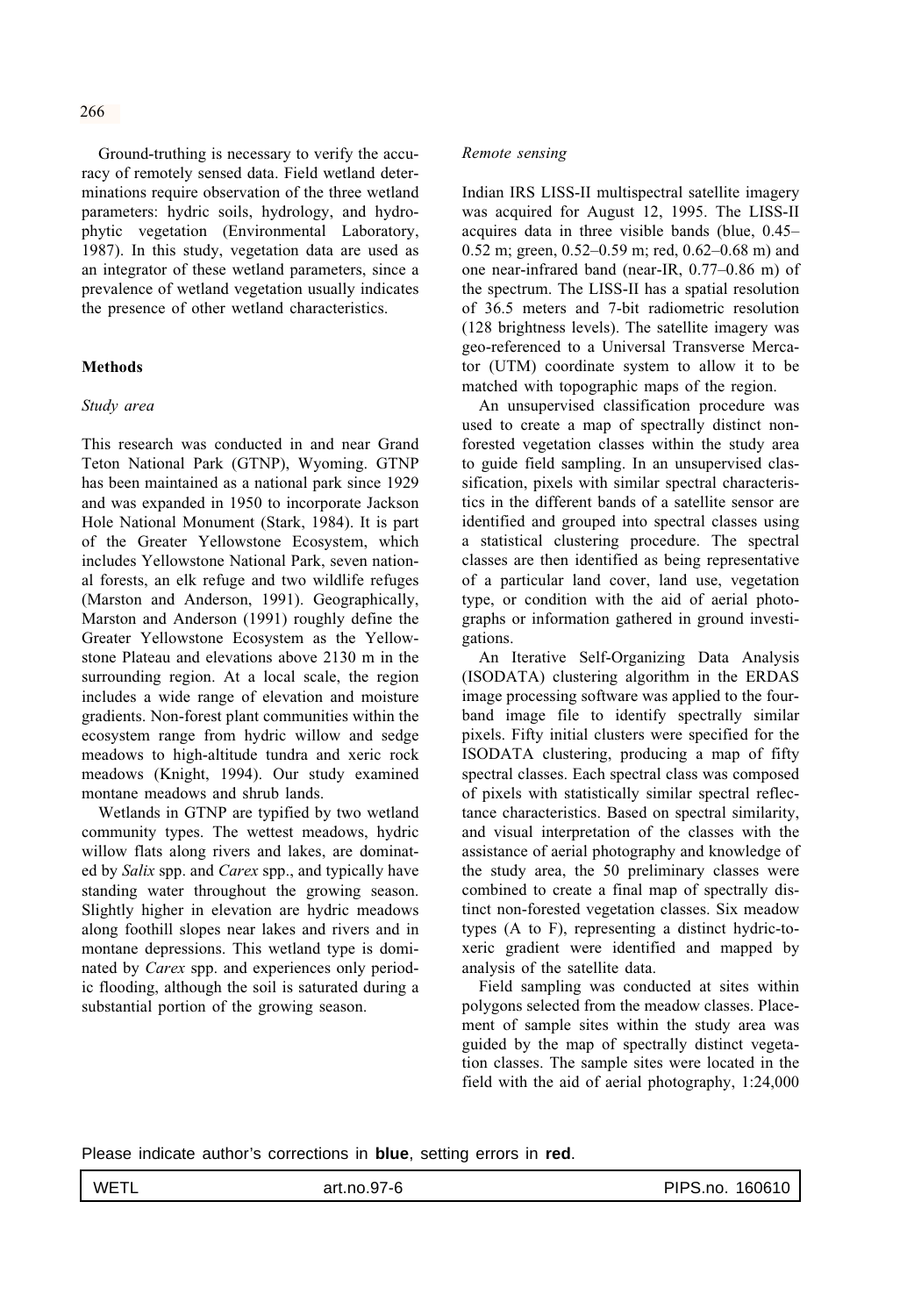Ground-truthing is necessary to verify the accuracy of remotely sensed data. Field wetland determinations require observation of the three wetland parameters: hydric soils, hydrology, and hydrophytic vegetation (Environmental Laboratory, 1987). In this study, vegetation data are used as an integrator of these wetland parameters, since a prevalence of wetland vegetation usually indicates the presence of other wetland characteristics.

## Methods

### *Study area*

This research was conducted in and near Grand Teton National Park (GTNP), Wyoming. GTNP has been maintained as a national park since 1929 and was expanded in 1950 to incorporate Jackson Hole National Monument (Stark, 1984). It is part of the Greater Yellowstone Ecosystem, which includes Yellowstone National Park, seven national forests, an elk refuge and two wildlife refuges (Marston and Anderson, 1991). Geographically, Marston and Anderson (1991) roughly define the Greater Yellowstone Ecosystem as the Yellowstone Plateau and elevations above 2130 m in the surrounding region. At a local scale, the region includes a wide range of elevation and moisture gradients. Non-forest plant communities within the ecosystem range from hydric willow and sedge meadows to high-altitude tundra and xeric rock meadows (Knight, 1994). Our study examined montane meadows and shrub lands.

Wetlands in GTNP are typified by two wetland community types. The wettest meadows, hydric willow flats along rivers and lakes, are dominated by *Salix* spp. and *Carex* spp., and typically have standing water throughout the growing season. Slightly higher in elevation are hydric meadows along foothill slopes near lakes and rivers and in montane depressions. This wetland type is dominated by *Carex* spp. and experiences only periodic flooding, although the soil is saturated during a substantial portion of the growing season.

### *Remote sensing*

Indian IRS LISS-II multispectral satellite imagery was acquired for August 12, 1995. The LISS-II acquires data in three visible bands (blue, 0.45–0.52 m; green, 0.52–0.59 m; red, 0.62–0.68 m) and one near-infrared band (near-IR, 0.77–0.86 m) of the spectrum. The LISS-II has a spatial resolution of 36.5 meters and 7-bit radiometric resolution (128 brightness levels). The satellite imagery was geo-referenced to a Universal Transverse Mercator (UTM) coordinate system to allow it to be matched with topographic maps of the region.

An unsupervised classification procedure was used to create a map of spectrally distinct non-forested vegetation classes within the study area to guide field sampling. In an unsupervised classification, pixels with similar spectral characteristics in the different bands of a satellite sensor are identified and grouped into spectral classes using a statistical clustering procedure. The spectral classes are then identified as being representative of a particular land cover, land use, vegetation type, or condition with the aid of aerial photographs or information gathered in ground investigations.

An Iterative Self-Organizing Data Analysis (ISODATA) clustering algorithm in the ERDAS image processing software was applied to the four-band image file to identify spectrally similar pixels. Fifty initial clusters were specified for the ISODATA clustering, producing a map of fifty spectral classes. Each spectral class was composed of pixels with statistically similar spectral reflectance characteristics. Based on spectral similarity, and visual interpretation of the classes with the assistance of aerial photography and knowledge of the study area, the 50 preliminary classes were combined to create a final map of spectrally distinct non-forested vegetation classes. Six meadow types (A to F), representing a distinct hydric-to-xeric gradient were identified and mapped by analysis of the satellite data.

Field sampling was conducted at sites within polygons selected from the meadow classes. Placement of sample sites within the study area was guided by the map of spectrally distinct vegetation classes. The sample sites were located in the field with the aid of aerial photography, 1:24,000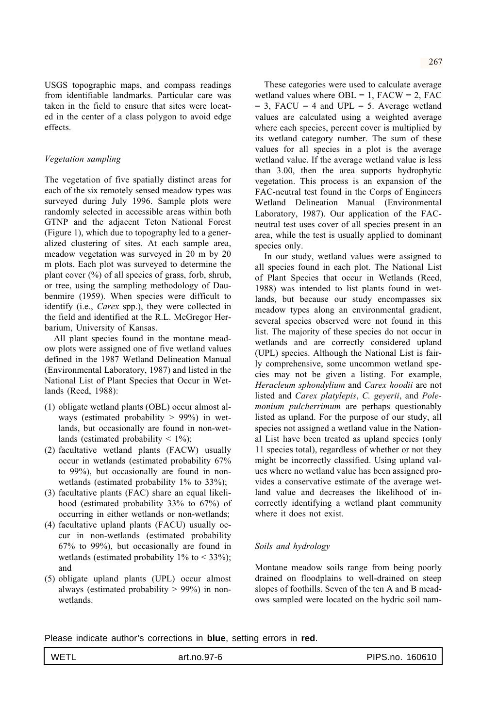USGS topographic maps, and compass readings from identifiable landmarks. Particular care was taken in the field to ensure that sites were located in the center of a class polygon to avoid edge effects.

### *Vegetation sampling*

The vegetation of five spatially distinct areas for each of the six remotely sensed meadow types was surveyed during July 1996. Sample plots were randomly selected in accessible areas within both GTNP and the adjacent Teton National Forest (Figure 1), which due to topography led to a generalized clustering of sites. At each sample area, meadow vegetation was surveyed in 20 m by 20 m plots. Each plot was surveyed to determine the plant cover (%) of all species of grass, forb, shrub, or tree, using the sampling methodology of Daubenmire (1959). When species were difficult to identify (i.e., *Carex* spp.), they were collected in the field and identified at the R.L. McGregor Herbarium, University of Kansas.

All plant species found in the montane meadow plots were assigned one of five wetland values defined in the 1987 Wetland Delineation Manual (Environmental Laboratory, 1987) and listed in the National List of Plant Species that Occur in Wetlands (Reed, 1988):

(1) obligate wetland plants (OBL) occur almost always (estimated probability > 99%) in wetlands, but occasionally are found in non-wetlands (estimated probability < 1%);
(2) facultative wetland plants (FACW) usually occur in wetlands (estimated probability 67% to 99%), but occasionally are found in non-wetlands (estimated probability 1% to 33%);
(3) facultative plants (FAC) share an equal likelihood (estimated probability 33% to 67%) of occurring in either wetlands or non-wetlands;
(4) facultative upland plants (FACU) usually occur in non-wetlands (estimated probability 67% to 99%), but occasionally are found in wetlands (estimated probability 1% to < 33%); and
(5) obligate upland plants (UPL) occur almost always (estimated probability > 99%) in non-wetlands.

These categories were used to calculate average wetland values where OBL = 1, FACW = 2, FAC = 3, FACU = 4 and UPL = 5. Average wetland values are calculated using a weighted average where each species, percent cover is multiplied by its wetland category number. The sum of these values for all species in a plot is the average wetland value. If the average wetland value is less than 3.00, then the area supports hydrophytic vegetation. This process is an expansion of the FAC-neutral test found in the Corps of Engineers Wetland Delineation Manual (Environmental Laboratory, 1987). Our application of the FAC-neutral test uses cover of all species present in an area, while the test is usually applied to dominant species only.

In our study, wetland values were assigned to all species found in each plot. The National List of Plant Species that occur in Wetlands (Reed, 1988) was intended to list plants found in wetlands, but because our study encompasses six meadow types along an environmental gradient, several species observed were not found in this list. The majority of these species do not occur in wetlands and are correctly considered upland (UPL) species. Although the National List is fairly comprehensive, some uncommon wetland species may not be given a listing. For example, *Heracleum sphondylium* and *Carex hoodii* are not listed and *Carex platylepis*, *C. geyerii*, and *Polemonium pulcherrimum* are perhaps questionably listed as upland. For the purpose of our study, all species not assigned a wetland value in the National List have been treated as upland species (only 11 species total), regardless of whether or not they might be incorrectly classified. Using upland values where no wetland value has been assigned provides a conservative estimate of the average wetland value and decreases the likelihood of incorrectly identifying a wetland plant community where it does not exist.

### *Soils and hydrology*

Montane meadow soils range from being poorly drained on floodplains to well-drained on steep slopes of foothills. Seven of the ten A and B meadows sampled were located on the hydric soil nam-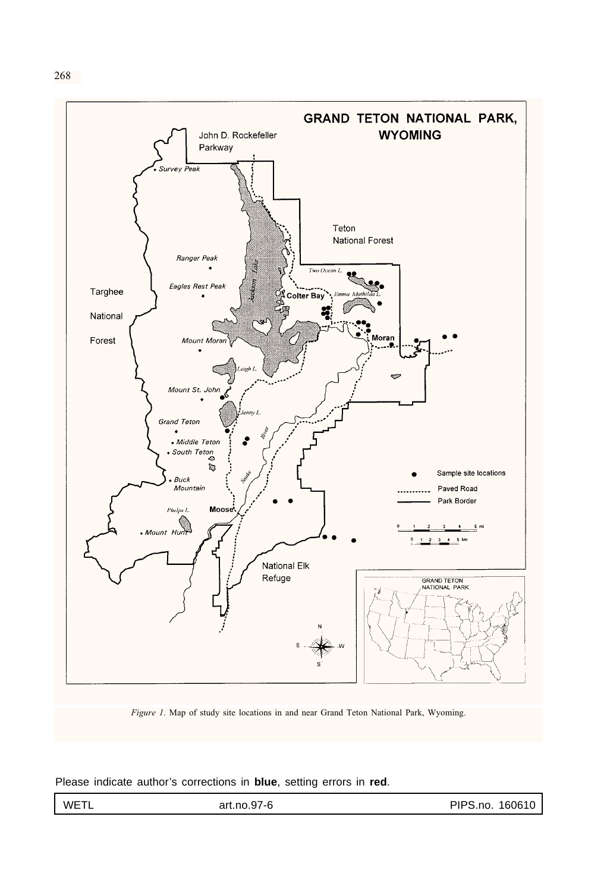*Figure 1.* Map of study site locations in and near Grand Teton National Park, Wyoming.

Please indicate author's corrections in **blue**, setting errors in **red**.

| WETL | art.no.97-6 | PIPS.no. 160610 |
|---|---|---|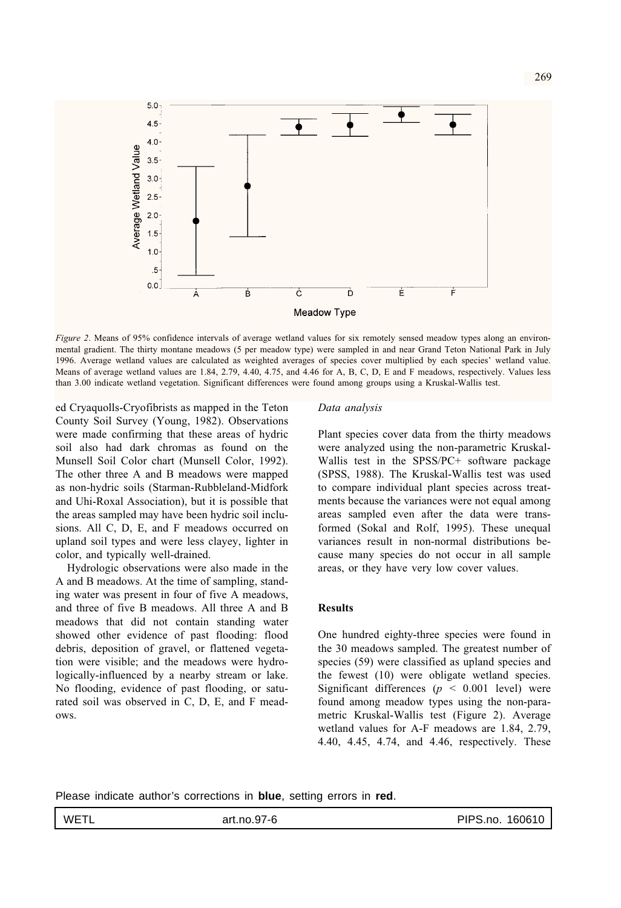*Figure 2*. Means of 95% confidence intervals of average wetland values for six remotely sensed meadow types along an environmental gradient. The thirty montane meadows (5 per meadow type) were sampled in and near Grand Teton National Park in July 1996. Average wetland values are calculated as weighted averages of species cover multiplied by each species' wetland value. Means of average wetland values are 1.84, 2.79, 4.40, 4.75, and 4.46 for A, B, C, D, E and F meadows, respectively. Values less than 3.00 indicate wetland vegetation. Significant differences were found among groups using a Kruskal-Wallis test.

ed Cryaquolls-Cryofibrists as mapped in the Teton County Soil Survey (Young, 1982). Observations were made confirming that these areas of hydric soil also had dark chromas as found on the Munsell Soil Color chart (Munsell Color, 1992). The other three A and B meadows were mapped as non-hydric soils (Starman-Rubbleland-Midfork and Uhi-Roxal Association), but it is possible that the areas sampled may have been hydric soil inclusions. All C, D, E, and F meadows occurred on upland soil types and were less clayey, lighter in color, and typically well-drained.

Hydrologic observations were also made in the A and B meadows. At the time of sampling, standing water was present in four of five A meadows, and three of five B meadows. All three A and B meadows that did not contain standing water showed other evidence of past flooding: flood debris, deposition of gravel, or flattened vegetation were visible; and the meadows were hydrologically-influenced by a nearby stream or lake. No flooding, evidence of past flooding, or saturated soil was observed in C, D, E, and F meadows.

### *Data analysis*

Plant species cover data from the thirty meadows were analyzed using the non-parametric Kruskal-Wallis test in the SPSS/PC+ software package (SPSS, 1988). The Kruskal-Wallis test was used to compare individual plant species across treatments because the variances were not equal among areas sampled even after the data were transformed (Sokal and Rolf, 1995). These unequal variances result in non-normal distributions because many species do not occur in all sample areas, or they have very low cover values.

## Results

One hundred eighty-three species were found in the 30 meadows sampled. The greatest number of species (59) were classified as upland species and the fewest (10) were obligate wetland species. Significant differences ($p < 0.001$ level) were found among meadow types using the non-parametric Kruskal-Wallis test (Figure 2). Average wetland values for A-F meadows are 1.84, 2.79, 4.40, 4.45, 4.74, and 4.46, respectively. These

Please indicate author's corrections in **blue**, setting errors in **red**.

| WETL | art.no.97-6 | PIPS.no. 160610 |
|---|---|---|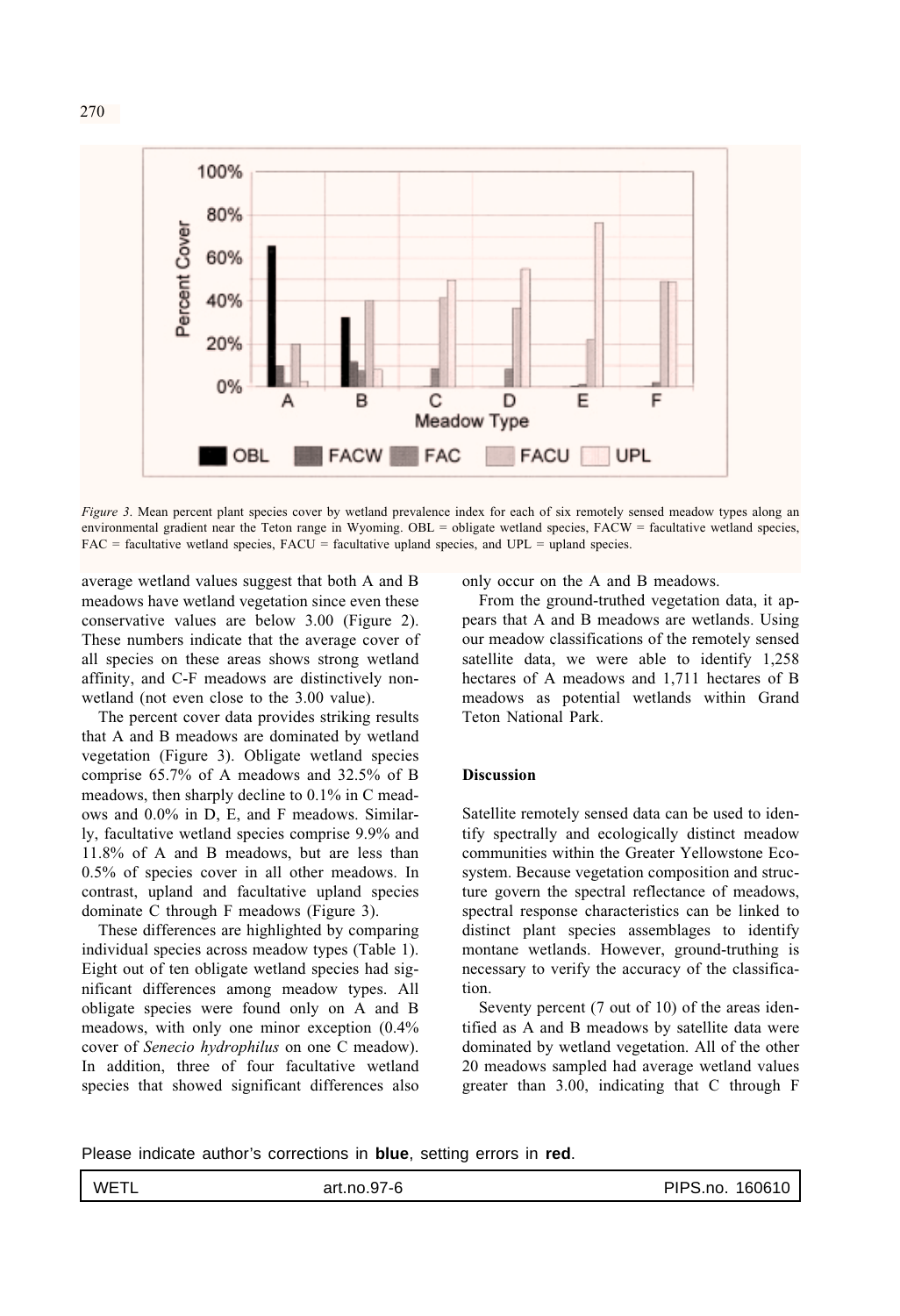*Figure 3*. Mean percent plant species cover by wetland prevalence index for each of six remotely sensed meadow types along an environmental gradient near the Teton range in Wyoming. OBL = obligate wetland species, FACW = facultative wetland species, FAC = facultative wetland species, FACU = facultative upland species, and UPL = upland species.

average wetland values suggest that both A and B meadows have wetland vegetation since even these conservative values are below 3.00 (Figure 2). These numbers indicate that the average cover of all species on these areas shows strong wetland affinity, and C-F meadows are distinctively non-wetland (not even close to the 3.00 value).

The percent cover data provides striking results that A and B meadows are dominated by wetland vegetation (Figure 3). Obligate wetland species comprise 65.7% of A meadows and 32.5% of B meadows, then sharply decline to 0.1% in C meadows and 0.0% in D, E, and F meadows. Similarly, facultative wetland species comprise 9.9% and 11.8% of A and B meadows, but are less than 0.5% of species cover in all other meadows. In contrast, upland and facultative upland species dominate C through F meadows (Figure 3).

These differences are highlighted by comparing individual species across meadow types (Table 1). Eight out of ten obligate wetland species had significant differences among meadow types. All obligate species were found only on A and B meadows, with only one minor exception (0.4% cover of *Senecio hydrophilus* on one C meadow). In addition, three of four facultative wetland species that showed significant differences also only occur on the A and B meadows.

From the ground-truthed vegetation data, it appears that A and B meadows are wetlands. Using our meadow classifications of the remotely sensed satellite data, we were able to identify 1,258 hectares of A meadows and 1,711 hectares of B meadows as potential wetlands within Grand Teton National Park.

## Discussion

Satellite remotely sensed data can be used to identify spectrally and ecologically distinct meadow communities within the Greater Yellowstone Ecosystem. Because vegetation composition and structure govern the spectral reflectance of meadows, spectral response characteristics can be linked to distinct plant species assemblages to identify montane wetlands. However, ground-truthing is necessary to verify the accuracy of the classification.

Seventy percent (7 out of 10) of the areas identified as A and B meadows by satellite data were dominated by wetland vegetation. All of the other 20 meadows sampled had average wetland values greater than 3.00, indicating that C through F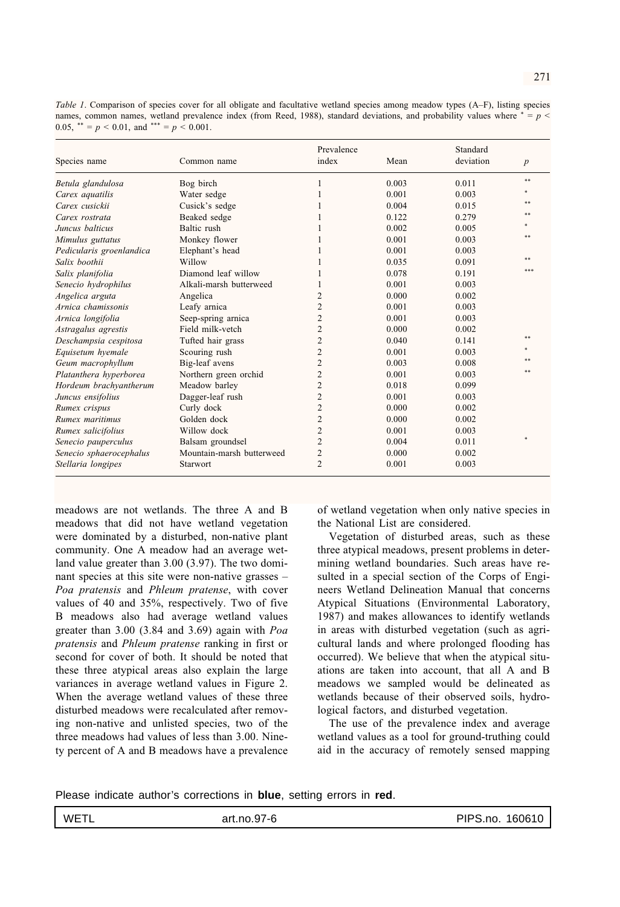*Table 1*. Comparison of species cover for all obligate and facultative wetland species among meadow types (A–F), listing species names, common names, wetland prevalence index (from Reed, 1988), standard deviations, and probability values where * = $p < 0.05$, ** = $p < 0.01$, and *** = $p < 0.001$.

| Species name | Common name | Prevalence index | Mean | Standard deviation | $p$ |
|---|---|---|---|---|---|
| *Betula glandulosa* | Bog birch | 1 | 0.003 | 0.011 | ** |
| *Carex aquatilis* | Water sedge | 1 | 0.001 | 0.003 | * |
| *Carex cusickii* | Cusick's sedge | 1 | 0.004 | 0.015 | ** |
| *Carex rostrata* | Beaked sedge | 1 | 0.122 | 0.279 | ** |
| *Juncus balticus* | Baltic rush | 1 | 0.002 | 0.005 | * |
| *Mimulus guttatus* | Monkey flower | 1 | 0.001 | 0.003 | ** |
| *Pedicularis groenlandica* | Elephant's head | 1 | 0.001 | 0.003 | |
| *Salix boothii* | Willow | 1 | 0.035 | 0.091 | ** |
| *Salix planifolia* | Diamond leaf willow | 1 | 0.078 | 0.191 | *** |
| *Senecio hydrophilus* | Alkali-marsh butterweed | 1 | 0.001 | 0.003 | |
| *Angelica arguta* | Angelica | 2 | 0.000 | 0.002 | |
| *Arnica chamissonis* | Leafy arnica | 2 | 0.001 | 0.003 | |
| *Arnica longifolia* | Seep-spring arnica | 2 | 0.001 | 0.003 | |
| *Astragalus agrestis* | Field milk-vetch | 2 | 0.000 | 0.002 | |
| *Deschampsia cespitosa* | Tufted hair grass | 2 | 0.040 | 0.141 | ** |
| *Equisetum hyemale* | Scouring rush | 2 | 0.001 | 0.003 | * |
| *Geum macrophyllum* | Big-leaf avens | 2 | 0.003 | 0.008 | ** |
| *Platanthera hyperborea* | Northern green orchid | 2 | 0.001 | 0.003 | ** |
| *Hordeum brachyantherum* | Meadow barley | 2 | 0.018 | 0.099 | |
| *Juncus ensifolius* | Dagger-leaf rush | 2 | 0.001 | 0.003 | |
| *Rumex crispus* | Curly dock | 2 | 0.000 | 0.002 | |
| *Rumex maritimus* | Golden dock | 2 | 0.000 | 0.002 | |
| *Rumex salicifolius* | Willow dock | 2 | 0.001 | 0.003 | |
| *Senecio pauperculus* | Balsam groundsel | 2 | 0.004 | 0.011 | * |
| *Senecio sphaerocephalus* | Mountain-marsh butterweed | 2 | 0.000 | 0.002 | |
| *Stellaria longipes* | Starwort | 2 | 0.001 | 0.003 | |

meadows are not wetlands. The three A and B meadows that did not have wetland vegetation were dominated by a disturbed, non-native plant community. One A meadow had an average wetland value greater than 3.00 (3.97). The two dominant species at this site were non-native grasses – *Poa pratensis* and *Phleum pratense*, with cover values of 40 and 35%, respectively. Two of five B meadows also had average wetland values greater than 3.00 (3.84 and 3.69) again with *Poa pratensis* and *Phleum pratense* ranking in first or second for cover of both. It should be noted that these three atypical areas also explain the large variances in average wetland values in Figure 2. When the average wetland values of these three disturbed meadows were recalculated after removing non-native and unlisted species, two of the three meadows had values of less than 3.00. Ninety percent of A and B meadows have a prevalence of wetland vegetation when only native species in the National List are considered.

Vegetation of disturbed areas, such as these three atypical meadows, present problems in determining wetland boundaries. Such areas have resulted in a special section of the Corps of Engineers Wetland Delineation Manual that concerns Atypical Situations (Environmental Laboratory, 1987) and makes allowances to identify wetlands in areas with disturbed vegetation (such as agricultural lands and where prolonged flooding has occurred). We believe that when the atypical situations are taken into account, that all A and B meadows we sampled would be delineated as wetlands because of their observed soils, hydrological factors, and disturbed vegetation.

The use of the prevalence index and average wetland values as a tool for ground-truthing could aid in the accuracy of remotely sensed mapping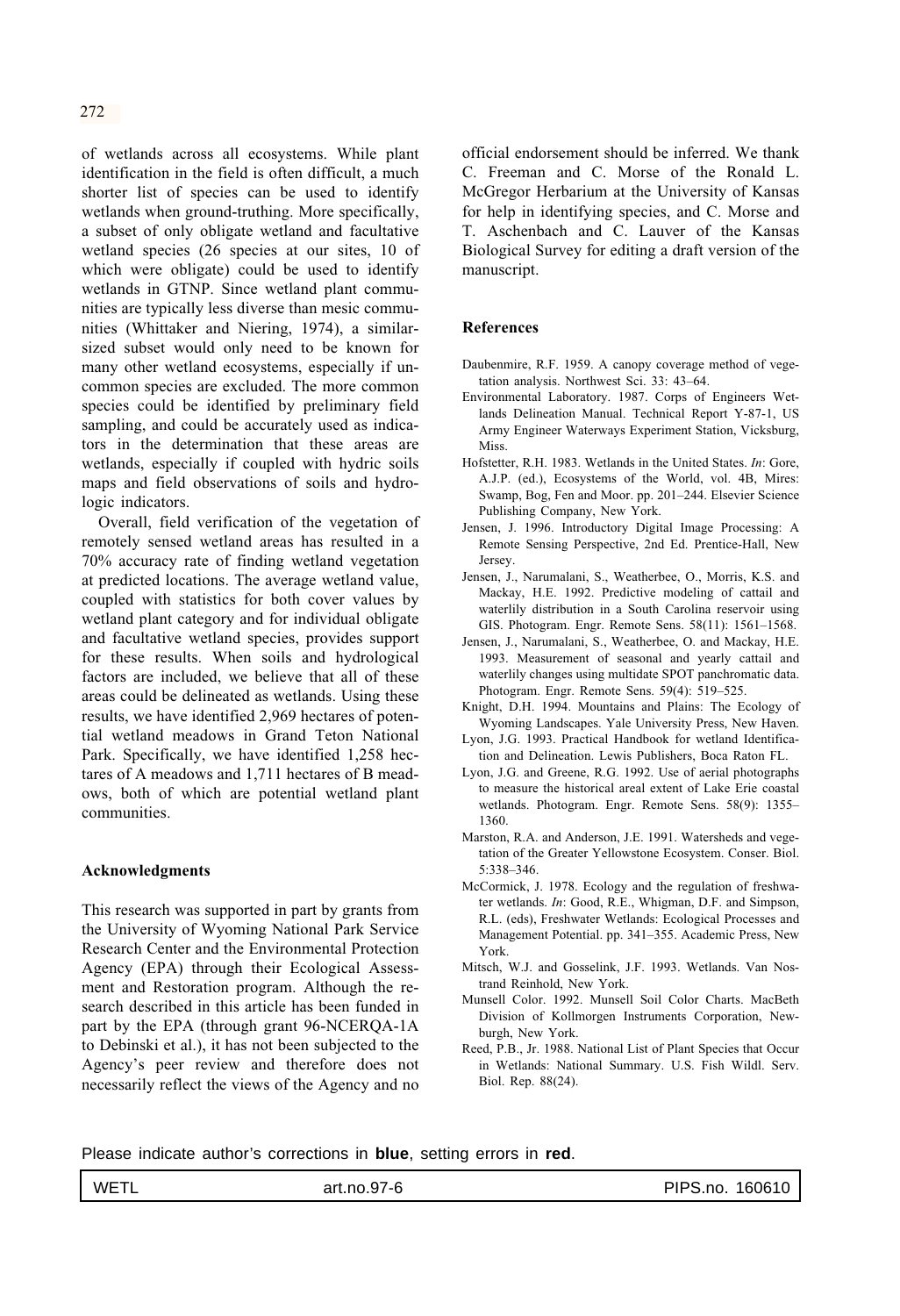of wetlands across all ecosystems. While plant identification in the field is often difficult, a much shorter list of species can be used to identify wetlands when ground-truthing. More specifically, a subset of only obligate wetland and facultative wetland species (26 species at our sites, 10 of which were obligate) could be used to identify wetlands in GTNP. Since wetland plant communities are typically less diverse than mesic communities (Whittaker and Niering, 1974), a similar-sized subset would only need to be known for many other wetland ecosystems, especially if uncommon species are excluded. The more common species could be identified by preliminary field sampling, and could be accurately used as indicators in the determination that these areas are wetlands, especially if coupled with hydric soils maps and field observations of soils and hydrologic indicators.

Overall, field verification of the vegetation of remotely sensed wetland areas has resulted in a 70% accuracy rate of finding wetland vegetation at predicted locations. The average wetland value, coupled with statistics for both cover values by wetland plant category and for individual obligate and facultative wetland species, provides support for these results. When soils and hydrological factors are included, we believe that all of these areas could be delineated as wetlands. Using these results, we have identified 2,969 hectares of potential wetland meadows in Grand Teton National Park. Specifically, we have identified 1,258 hectares of A meadows and 1,711 hectares of B meadows, both of which are potential wetland plant communities.

## Acknowledgments

This research was supported in part by grants from the University of Wyoming National Park Service Research Center and the Environmental Protection Agency (EPA) through their Ecological Assessment and Restoration program. Although the research described in this article has been funded in part by the EPA (through grant 96-NCERQA-1A to Debinski et al.), it has not been subjected to the Agency's peer review and therefore does not necessarily reflect the views of the Agency and no official endorsement should be inferred. We thank C. Freeman and C. Morse of the Ronald L. McGregor Herbarium at the University of Kansas for help in identifying species, and C. Morse and T. Aschenbach and C. Lauver of the Kansas Biological Survey for editing a draft version of the manuscript.

## References

Daubenmire, R.F. 1959. A canopy coverage method of vegetation analysis. Northwest Sci. 33: 43–64.

Environmental Laboratory. 1987. Corps of Engineers Wetlands Delineation Manual. Technical Report Y-87-1, US Army Engineer Waterways Experiment Station, Vicksburg, Miss.

Hofstetter, R.H. 1983. Wetlands in the United States. *In*: Gore, A.J.P. (ed.), Ecosystems of the World, vol. 4B, Mires: Swamp, Bog, Fen and Moor. pp. 201–244. Elsevier Science Publishing Company, New York.

Jensen, J. 1996. Introductory Digital Image Processing: A Remote Sensing Perspective, 2nd Ed. Prentice-Hall, New Jersey.

Jensen, J., Narumalani, S., Weatherbee, O., Morris, K.S. and Mackay, H.E. 1992. Predictive modeling of cattail and waterlily distribution in a South Carolina reservoir using GIS. Photogram. Engr. Remote Sens. 58(11): 1561–1568.

Jensen, J., Narumalani, S., Weatherbee, O. and Mackay, H.E. 1993. Measurement of seasonal and yearly cattail and waterlily changes using multidate SPOT panchromatic data. Photogram. Engr. Remote Sens. 59(4): 519–525.

Knight, D.H. 1994. Mountains and Plains: The Ecology of Wyoming Landscapes. Yale University Press, New Haven.

Lyon, J.G. 1993. Practical Handbook for wetland Identification and Delineation. Lewis Publishers, Boca Raton FL.

Lyon, J.G. and Greene, R.G. 1992. Use of aerial photographs to measure the historical areal extent of Lake Erie coastal wetlands. Photogram. Engr. Remote Sens. 58(9): 1355–1360.

Marston, R.A. and Anderson, J.E. 1991. Watersheds and vegetation of the Greater Yellowstone Ecosystem. Conser. Biol. 5:338–346.

McCormick, J. 1978. Ecology and the regulation of freshwater wetlands. *In*: Good, R.E., Whigman, D.F. and Simpson, R.L. (eds), Freshwater Wetlands: Ecological Processes and Management Potential. pp. 341–355. Academic Press, New York.

Mitsch, W.J. and Gosselink, J.F. 1993. Wetlands. Van Nostrand Reinhold, New York.

Munsell Color. 1992. Munsell Soil Color Charts. MacBeth Division of Kollmorgen Instruments Corporation, Newburgh, New York.

Reed, P.B., Jr. 1988. National List of Plant Species that Occur in Wetlands: National Summary. U.S. Fish Wildl. Serv. Biol. Rep. 88(24).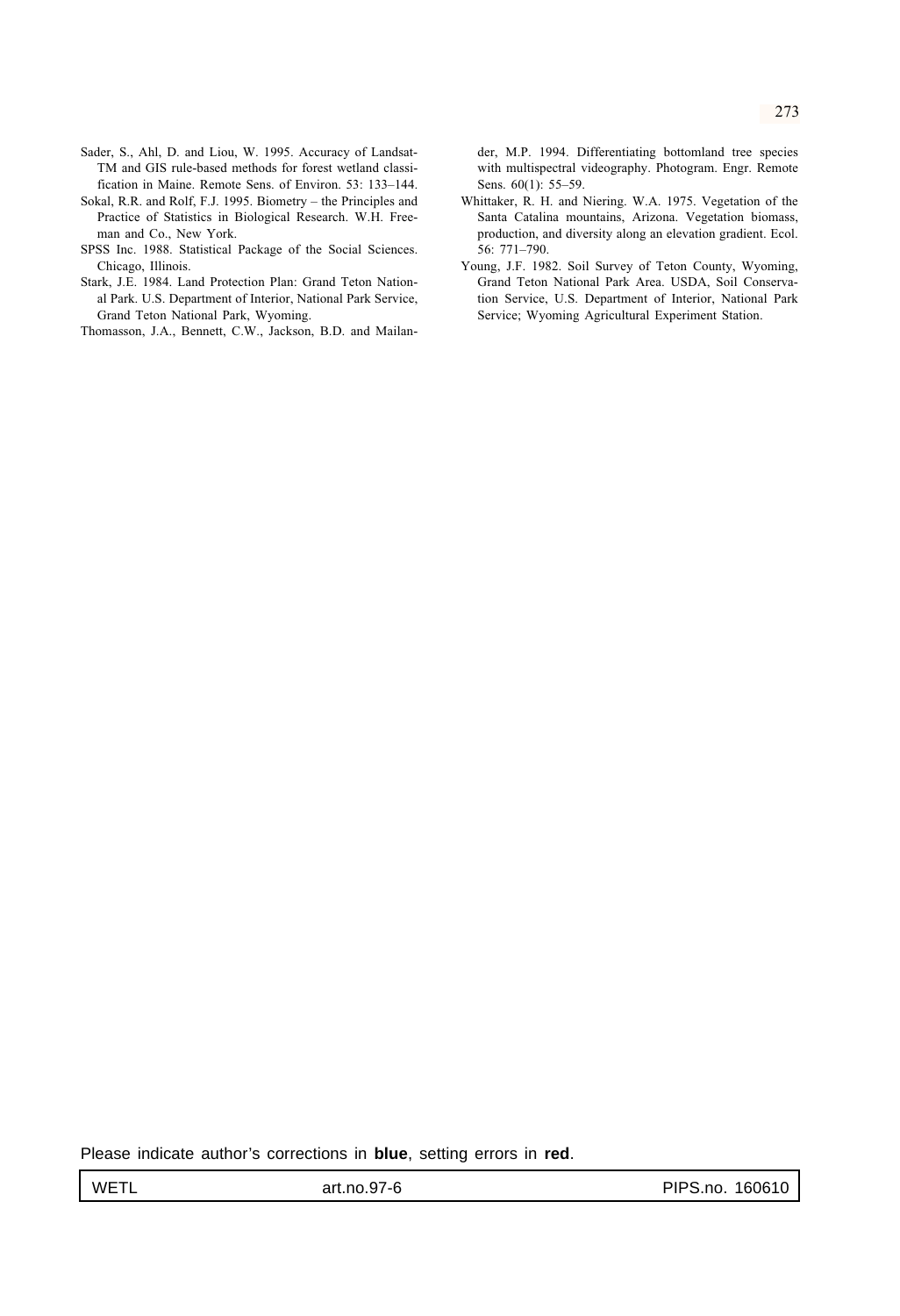Sader, S., Ahl, D. and Liou, W. 1995. Accuracy of Landsat-TM and GIS rule-based methods for forest wetland classification in Maine. Remote Sens. of Environ. 53: 133–144.

Sokal, R.R. and Rolf, F.J. 1995. Biometry – the Principles and Practice of Statistics in Biological Research. W.H. Freeman and Co., New York.

SPSS Inc. 1988. Statistical Package of the Social Sciences. Chicago, Illinois.

Stark, J.E. 1984. Land Protection Plan: Grand Teton National Park. U.S. Department of Interior, National Park Service, Grand Teton National Park, Wyoming.

Thomasson, J.A., Bennett, C.W., Jackson, B.D. and Mailander, M.P. 1994. Differentiating bottomland tree species with multispectral videography. Photogram. Engr. Remote Sens. 60(1): 55–59.

Whittaker, R. H. and Niering. W.A. 1975. Vegetation of the Santa Catalina mountains, Arizona. Vegetation biomass, production, and diversity along an elevation gradient. Ecol. 56: 771–790.

Young, J.F. 1982. Soil Survey of Teton County, Wyoming, Grand Teton National Park Area. USDA, Soil Conservation Service, U.S. Department of Interior, National Park Service; Wyoming Agricultural Experiment Station.

Please indicate author's corrections in **blue**, setting errors in **red**.

| | | |
|---|---|---|
| WETL | art.no.97-6 | PIPS.no. 160610 |